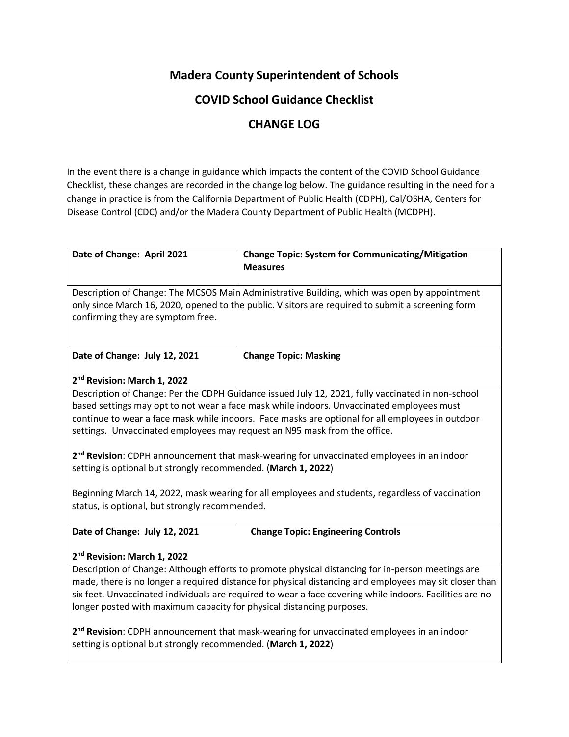# Madera County Superintendent of Schools

## COVID School Guidance Checklist

## CHANGE LOG

In the event there is a change in guidance which impacts the content of the COVID School Guidance Checklist, these changes are recorded in the change log below. The guidance resulting in the need for a change in practice is from the California Department of Public Health (CDPH), Cal/OSHA, Centers for Disease Control (CDC) and/or the Madera County Department of Public Health (MCDPH).

| **Date of Change: April 2021** | **Change Topic: System for Communicating/Mitigation Measures** |
|---|---|
| Description of Change: The MCSOS Main Administrative Building, which was open by appointment only since March 16, 2020, opened to the public. Visitors are required to submit a screening form confirming they are symptom free. | |

| **Date of Change: July 12, 2021**<br><br>**2nd Revision: March 1, 2022** | **Change Topic: Masking** |
|---|---|
| Description of Change: Per the CDPH Guidance issued July 12, 2021, fully vaccinated in non-school based settings may opt to not wear a face mask while indoors. Unvaccinated employees must continue to wear a face mask while indoors. Face masks are optional for all employees in outdoor settings. Unvaccinated employees may request an N95 mask from the office.<br><br>**2nd Revision**: CDPH announcement that mask-wearing for unvaccinated employees in an indoor setting is optional but strongly recommended. (**March 1, 2022**)<br><br>Beginning March 14, 2022, mask wearing for all employees and students, regardless of vaccination status, is optional, but strongly recommended. | |

| **Date of Change: July 12, 2021**<br><br>**2nd Revision: March 1, 2022** | **Change Topic: Engineering Controls** |
|---|---|
| Description of Change: Although efforts to promote physical distancing for in-person meetings are made, there is no longer a required distance for physical distancing and employees may sit closer than six feet. Unvaccinated individuals are required to wear a face covering while indoors. Facilities are no longer posted with maximum capacity for physical distancing purposes.<br><br>**2nd Revision**: CDPH announcement that mask-wearing for unvaccinated employees in an indoor setting is optional but strongly recommended. (**March 1, 2022**) | |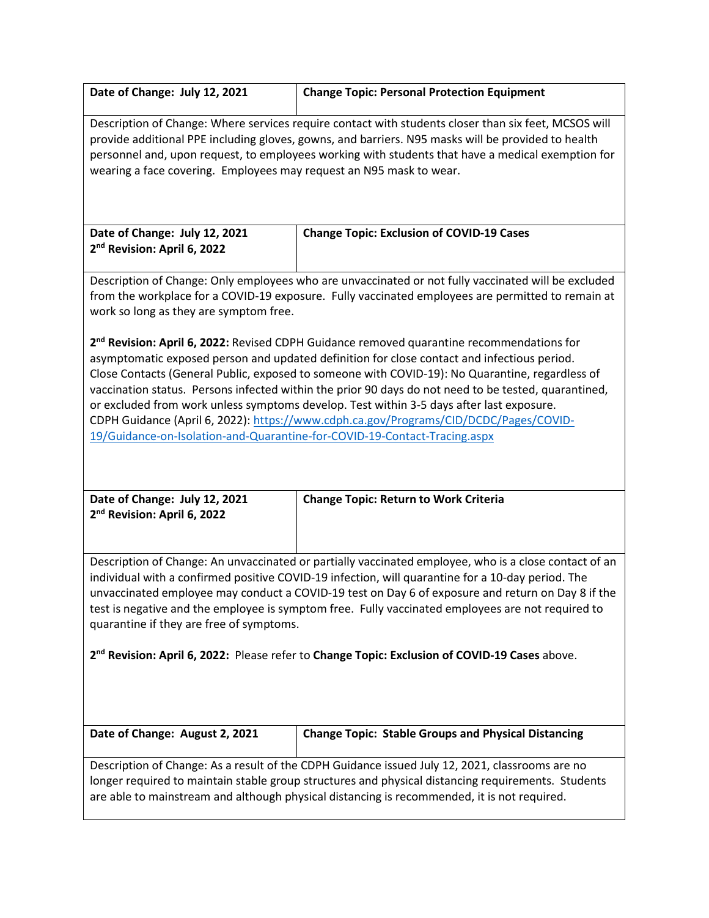| **Date of Change: July 12, 2021** | **Change Topic: Personal Protection Equipment** |
|---|---|
| Description of Change: Where services require contact with students closer than six feet, MCSOS will provide additional PPE including gloves, gowns, and barriers. N95 masks will be provided to health personnel and, upon request, to employees working with students that have a medical exemption for wearing a face covering. Employees may request an N95 mask to wear. | |

| **Date of Change: July 12, 2021**<br>**2nd Revision: April 6, 2022** | **Change Topic: Exclusion of COVID-19 Cases** |
|---|---|
| Description of Change: Only employees who are unvaccinated or not fully vaccinated will be excluded from the workplace for a COVID-19 exposure. Fully vaccinated employees are permitted to remain at work so long as they are symptom free.<br><br>**2nd Revision: April 6, 2022:** Revised CDPH Guidance removed quarantine recommendations for asymptomatic exposed person and updated definition for close contact and infectious period. Close Contacts (General Public, exposed to someone with COVID-19): No Quarantine, regardless of vaccination status. Persons infected within the prior 90 days do not need to be tested, quarantined, or excluded from work unless symptoms develop. Test within 3-5 days after last exposure.<br>CDPH Guidance (April 6, 2022): [https://www.cdph.ca.gov/Programs/CID/DCDC/Pages/COVID-19/Guidance-on-Isolation-and-Quarantine-for-COVID-19-Contact-Tracing.aspx](https://www.cdph.ca.gov/Programs/CID/DCDC/Pages/COVID-19/Guidance-on-Isolation-and-Quarantine-for-COVID-19-Contact-Tracing.aspx) | |

| **Date of Change: July 12, 2021**<br>**2nd Revision: April 6, 2022** | **Change Topic: Return to Work Criteria** |
|---|---|
| Description of Change: An unvaccinated or partially vaccinated employee, who is a close contact of an individual with a confirmed positive COVID-19 infection, will quarantine for a 10-day period. The unvaccinated employee may conduct a COVID-19 test on Day 6 of exposure and return on Day 8 if the test is negative and the employee is symptom free. Fully vaccinated employees are not required to quarantine if they are free of symptoms.<br><br>**2nd Revision: April 6, 2022:** Please refer to **Change Topic: Exclusion of COVID-19 Cases** above. | |

| **Date of Change: August 2, 2021** | **Change Topic: Stable Groups and Physical Distancing** |
|---|---|
| Description of Change: As a result of the CDPH Guidance issued July 12, 2021, classrooms are no longer required to maintain stable group structures and physical distancing requirements. Students are able to mainstream and although physical distancing is recommended, it is not required. | |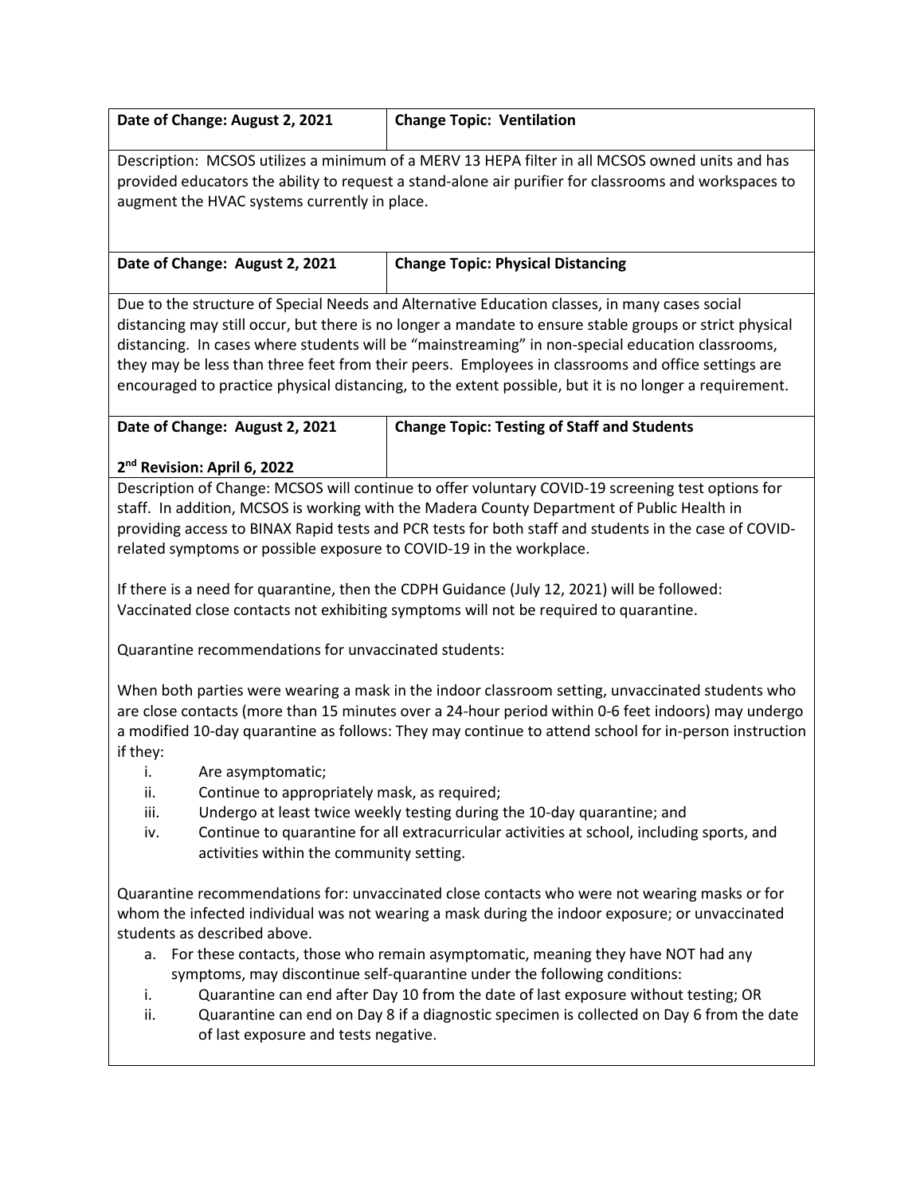| **Date of Change: August 2, 2021** | **Change Topic: Ventilation** |
|---|---|

Description: MCSOS utilizes a minimum of a MERV 13 HEPA filter in all MCSOS owned units and has provided educators the ability to request a stand-alone air purifier for classrooms and workspaces to augment the HVAC systems currently in place.

| **Date of Change: August 2, 2021** | **Change Topic: Physical Distancing** |
|---|---|

Due to the structure of Special Needs and Alternative Education classes, in many cases social distancing may still occur, but there is no longer a mandate to ensure stable groups or strict physical distancing. In cases where students will be "mainstreaming" in non-special education classrooms, they may be less than three feet from their peers. Employees in classrooms and office settings are encouraged to practice physical distancing, to the extent possible, but it is no longer a requirement.

| **Date of Change: August 2, 2021**<br><br>**2nd Revision: April 6, 2022** | **Change Topic: Testing of Staff and Students** |
|---|---|

Description of Change: MCSOS will continue to offer voluntary COVID-19 screening test options for staff. In addition, MCSOS is working with the Madera County Department of Public Health in providing access to BINAX Rapid tests and PCR tests for both staff and students in the case of COVID-related symptoms or possible exposure to COVID-19 in the workplace.

If there is a need for quarantine, then the CDPH Guidance (July 12, 2021) will be followed: Vaccinated close contacts not exhibiting symptoms will not be required to quarantine.

Quarantine recommendations for unvaccinated students:

When both parties were wearing a mask in the indoor classroom setting, unvaccinated students who are close contacts (more than 15 minutes over a 24-hour period within 0-6 feet indoors) may undergo a modified 10-day quarantine as follows: They may continue to attend school for in-person instruction if they:

i. Are asymptomatic;
ii. Continue to appropriately mask, as required;
iii. Undergo at least twice weekly testing during the 10-day quarantine; and
iv. Continue to quarantine for all extracurricular activities at school, including sports, and activities within the community setting.

Quarantine recommendations for: unvaccinated close contacts who were not wearing masks or for whom the infected individual was not wearing a mask during the indoor exposure; or unvaccinated students as described above.

a. For these contacts, those who remain asymptomatic, meaning they have NOT had any symptoms, may discontinue self-quarantine under the following conditions:

i. Quarantine can end after Day 10 from the date of last exposure without testing; OR
ii. Quarantine can end on Day 8 if a diagnostic specimen is collected on Day 6 from the date of last exposure and tests negative.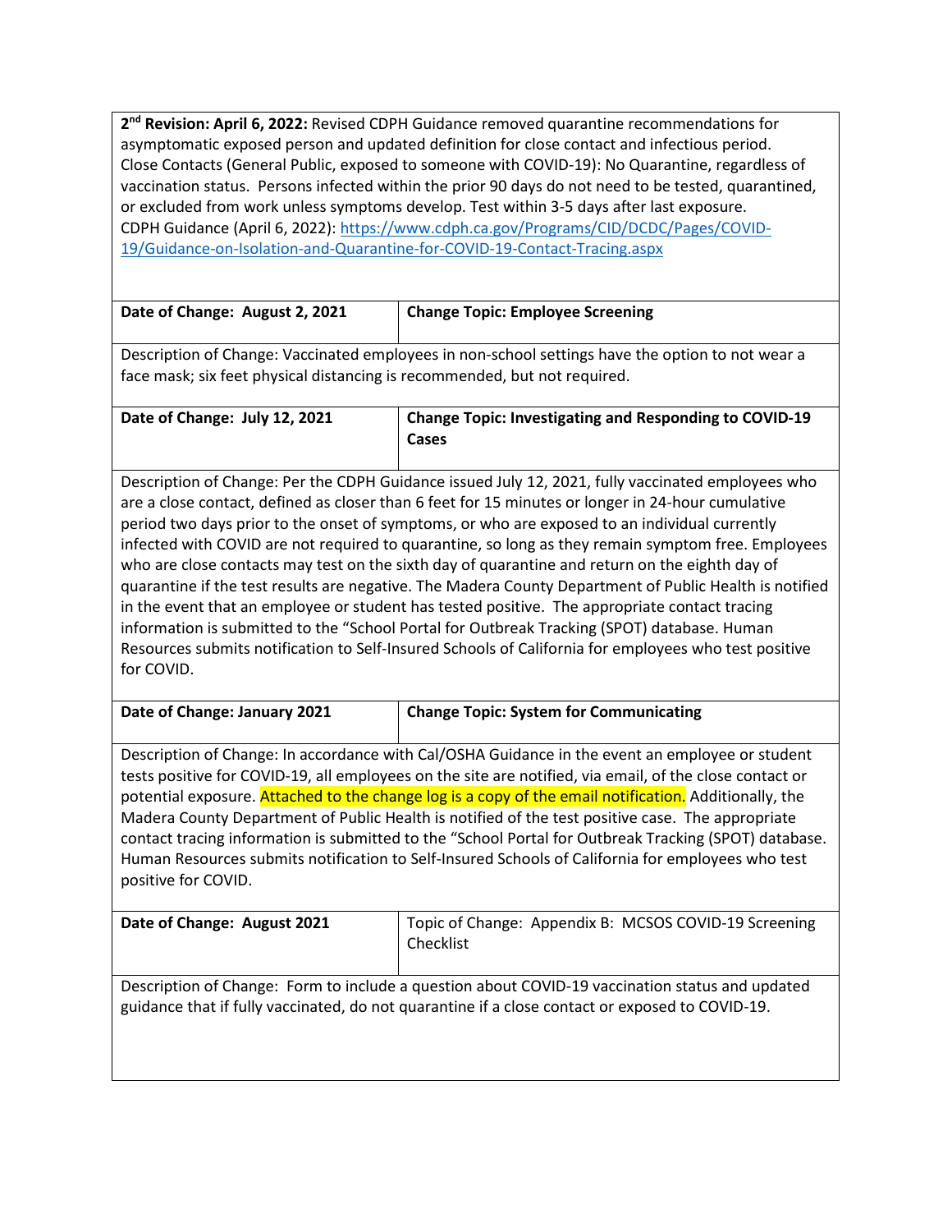**2nd Revision: April 6, 2022:** Revised CDPH Guidance removed quarantine recommendations for asymptomatic exposed person and updated definition for close contact and infectious period. Close Contacts (General Public, exposed to someone with COVID-19): No Quarantine, regardless of vaccination status. Persons infected within the prior 90 days do not need to be tested, quarantined, or excluded from work unless symptoms develop. Test within 3-5 days after last exposure.
CDPH Guidance (April 6, 2022): https://www.cdph.ca.gov/Programs/CID/DCDC/Pages/COVID-19/Guidance-on-Isolation-and-Quarantine-for-COVID-19-Contact-Tracing.aspx

| **Date of Change: August 2, 2021** | **Change Topic: Employee Screening** |
|---|---|

Description of Change: Vaccinated employees in non-school settings have the option to not wear a face mask; six feet physical distancing is recommended, but not required.

| **Date of Change: July 12, 2021** | **Change Topic: Investigating and Responding to COVID-19 Cases** |
|---|---|

Description of Change: Per the CDPH Guidance issued July 12, 2021, fully vaccinated employees who are a close contact, defined as closer than 6 feet for 15 minutes or longer in 24-hour cumulative period two days prior to the onset of symptoms, or who are exposed to an individual currently infected with COVID are not required to quarantine, so long as they remain symptom free. Employees who are close contacts may test on the sixth day of quarantine and return on the eighth day of quarantine if the test results are negative. The Madera County Department of Public Health is notified in the event that an employee or student has tested positive. The appropriate contact tracing information is submitted to the "School Portal for Outbreak Tracking (SPOT) database. Human Resources submits notification to Self-Insured Schools of California for employees who test positive for COVID.

| **Date of Change: January 2021** | **Change Topic: System for Communicating** |
|---|---|

Description of Change: In accordance with Cal/OSHA Guidance in the event an employee or student tests positive for COVID-19, all employees on the site are notified, via email, of the close contact or potential exposure. Attached to the change log is a copy of the email notification. Additionally, the Madera County Department of Public Health is notified of the test positive case. The appropriate contact tracing information is submitted to the "School Portal for Outbreak Tracking (SPOT) database. Human Resources submits notification to Self-Insured Schools of California for employees who test positive for COVID.

| **Date of Change: August 2021** | Topic of Change: Appendix B: MCSOS COVID-19 Screening Checklist |
|---|---|

Description of Change: Form to include a question about COVID-19 vaccination status and updated guidance that if fully vaccinated, do not quarantine if a close contact or exposed to COVID-19.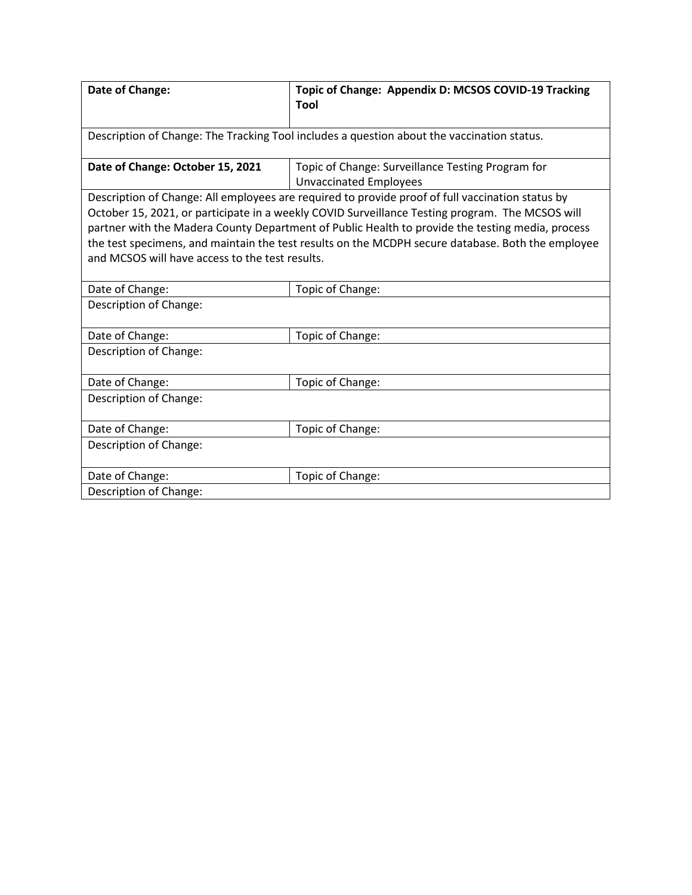| | |
|---|---|
| **Date of Change:** | **Topic of Change: Appendix D: MCSOS COVID-19 Tracking Tool** |
| Description of Change: The Tracking Tool includes a question about the vaccination status. | |
| **Date of Change: October 15, 2021** | Topic of Change: Surveillance Testing Program for Unvaccinated Employees |
| Description of Change: All employees are required to provide proof of full vaccination status by October 15, 2021, or participate in a weekly COVID Surveillance Testing program. The MCSOS will partner with the Madera County Department of Public Health to provide the testing media, process the test specimens, and maintain the test results on the MCDPH secure database. Both the employee and MCSOS will have access to the test results. | |
| Date of Change: | Topic of Change: |
| Description of Change: | |
| Date of Change: | Topic of Change: |
| Description of Change: | |
| Date of Change: | Topic of Change: |
| Description of Change: | |
| Date of Change: | Topic of Change: |
| Description of Change: | |
| Date of Change: | Topic of Change: |
| Description of Change: | |